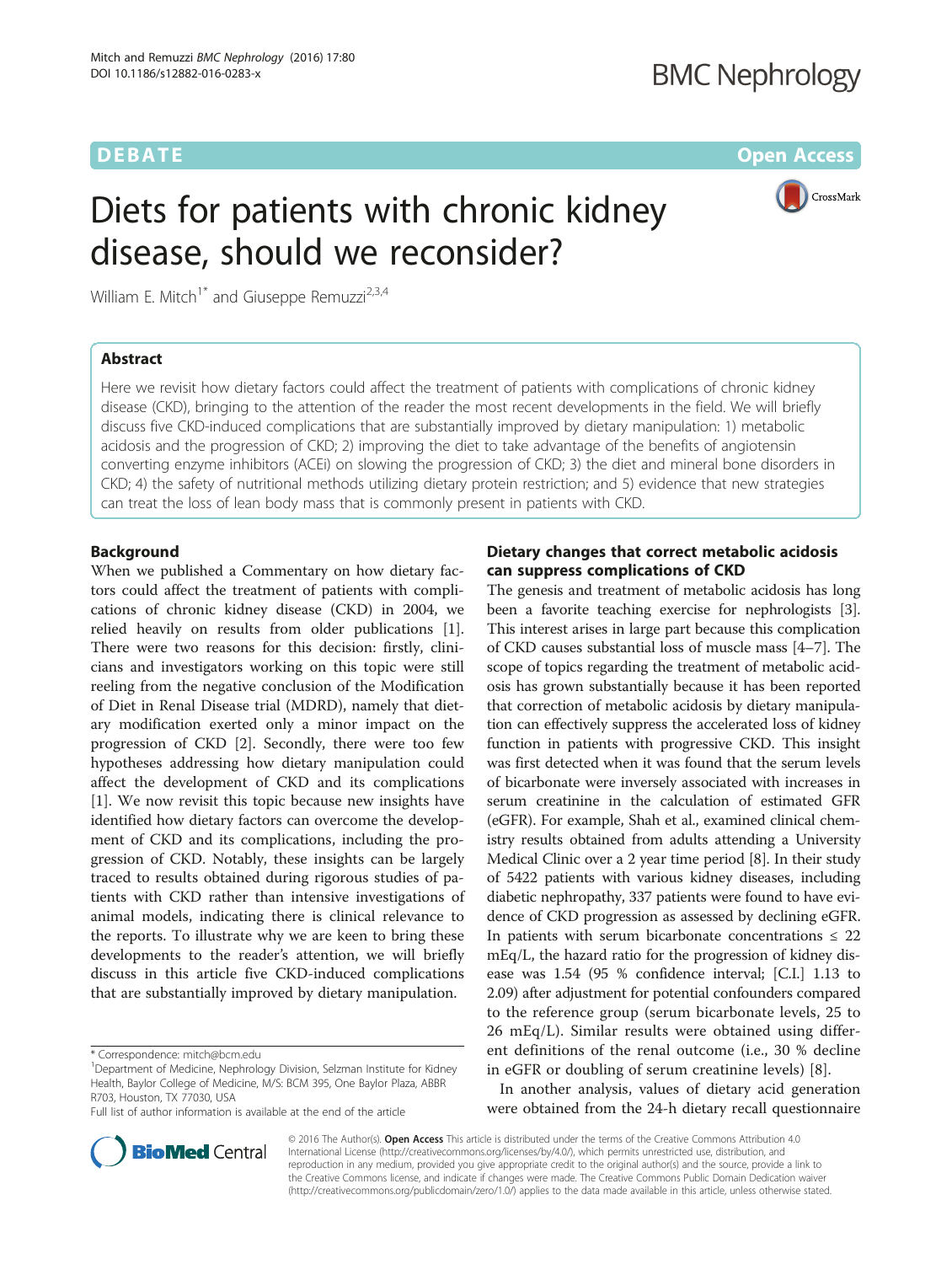DEBATE Open Access

# Diets for patients with chronic kidney disease, should we reconsider?

William E. Mitch[1*] and Giuseppe Remuzzi[2,3,4]

## Abstract

Here we revisit how dietary factors could affect the treatment of patients with complications of chronic kidney disease (CKD), bringing to the attention of the reader the most recent developments in the field. We will briefly discuss five CKD-induced complications that are substantially improved by dietary manipulation: 1) metabolic acidosis and the progression of CKD; 2) improving the diet to take advantage of the benefits of angiotensin converting enzyme inhibitors (ACEi) on slowing the progression of CKD; 3) the diet and mineral bone disorders in CKD; 4) the safety of nutritional methods utilizing dietary protein restriction; and 5) evidence that new strategies can treat the loss of lean body mass that is commonly present in patients with CKD.

## Background

When we published a Commentary on how dietary factors could affect the treatment of patients with complications of chronic kidney disease (CKD) in 2004, we relied heavily on results from older publications [1]. There were two reasons for this decision: firstly, clinicians and investigators working on this topic were still reeling from the negative conclusion of the Modification of Diet in Renal Disease trial (MDRD), namely that dietary modification exerted only a minor impact on the progression of CKD [2]. Secondly, there were too few hypotheses addressing how dietary manipulation could affect the development of CKD and its complications [1]. We now revisit this topic because new insights have identified how dietary factors can overcome the development of CKD and its complications, including the progression of CKD. Notably, these insights can be largely traced to results obtained during rigorous studies of patients with CKD rather than intensive investigations of animal models, indicating there is clinical relevance to the reports. To illustrate why we are keen to bring these developments to the reader's attention, we will briefly discuss in this article five CKD-induced complications that are substantially improved by dietary manipulation.

## Dietary changes that correct metabolic acidosis can suppress complications of CKD

The genesis and treatment of metabolic acidosis has long been a favorite teaching exercise for nephrologists [3]. This interest arises in large part because this complication of CKD causes substantial loss of muscle mass [4–7]. The scope of topics regarding the treatment of metabolic acidosis has grown substantially because it has been reported that correction of metabolic acidosis by dietary manipulation can effectively suppress the accelerated loss of kidney function in patients with progressive CKD. This insight was first detected when it was found that the serum levels of bicarbonate were inversely associated with increases in serum creatinine in the calculation of estimated GFR (eGFR). For example, Shah et al., examined clinical chemistry results obtained from adults attending a University Medical Clinic over a 2 year time period [8]. In their study of 5422 patients with various kidney diseases, including diabetic nephropathy, 337 patients were found to have evidence of CKD progression as assessed by declining eGFR. In patients with serum bicarbonate concentrations ≤ 22 mEq/L, the hazard ratio for the progression of kidney disease was 1.54 (95 % confidence interval; [C.I.] 1.13 to 2.09) after adjustment for potential confounders compared to the reference group (serum bicarbonate levels, 25 to 26 mEq/L). Similar results were obtained using different definitions of the renal outcome (i.e., 30 % decline in eGFR or doubling of serum creatinine levels) [8].

In another analysis, values of dietary acid generation were obtained from the 24-h dietary recall questionnaire

\* Correspondence: mitch@bcm.edu

[1]Department of Medicine, Nephrology Division, Selzman Institute for Kidney Health, Baylor College of Medicine, M/S: BCM 395, One Baylor Plaza, ABBR R703, Houston, TX 77030, USA

Full list of author information is available at the end of the article

© 2016 The Author(s). **Open Access** This article is distributed under the terms of the Creative Commons Attribution 4.0 International License (http://creativecommons.org/licenses/by/4.0/), which permits unrestricted use, distribution, and reproduction in any medium, provided you give appropriate credit to the original author(s) and the source, provide a link to the Creative Commons license, and indicate if changes were made. The Creative Commons Public Domain Dedication waiver (http://creativecommons.org/publicdomain/zero/1.0/) applies to the data made available in this article, unless otherwise stated.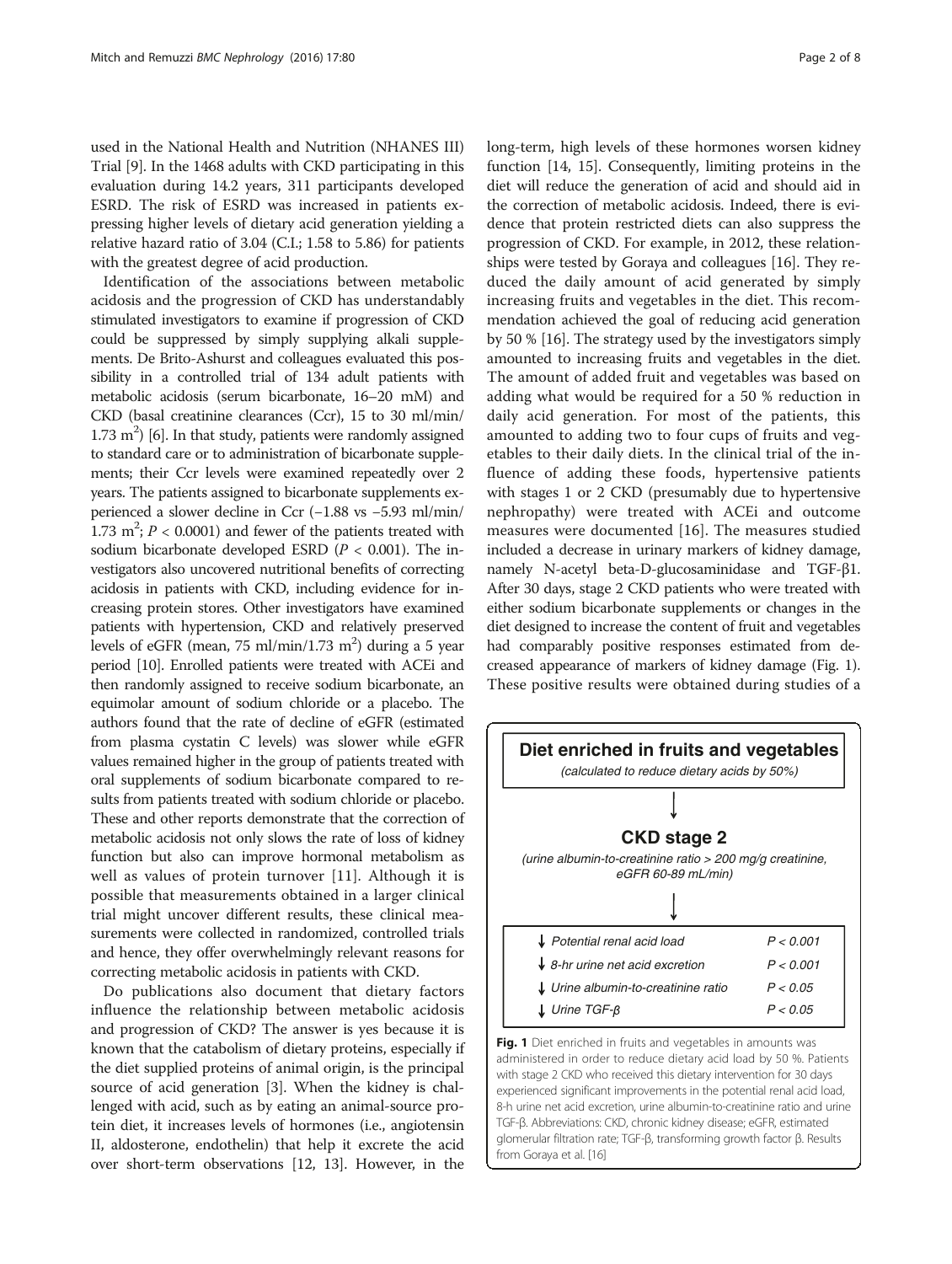used in the National Health and Nutrition (NHANES III) Trial [9]. In the 1468 adults with CKD participating in this evaluation during 14.2 years, 311 participants developed ESRD. The risk of ESRD was increased in patients expressing higher levels of dietary acid generation yielding a relative hazard ratio of 3.04 (C.I.; 1.58 to 5.86) for patients with the greatest degree of acid production.

Identification of the associations between metabolic acidosis and the progression of CKD has understandably stimulated investigators to examine if progression of CKD could be suppressed by simply supplying alkali supplements. De Brito-Ashurst and colleagues evaluated this possibility in a controlled trial of 134 adult patients with metabolic acidosis (serum bicarbonate, 16–20 mM) and CKD (basal creatinine clearances (Ccr), 15 to 30 ml/min/1.73 $m^2$) [6]. In that study, patients were randomly assigned to standard care or to administration of bicarbonate supplements; their Ccr levels were examined repeatedly over 2 years. The patients assigned to bicarbonate supplements experienced a slower decline in Ccr (−1.88 vs −5.93 ml/min/1.73 $m^2$; $P < 0.0001$) and fewer of the patients treated with sodium bicarbonate developed ESRD ($P < 0.001$). The investigators also uncovered nutritional benefits of correcting acidosis in patients with CKD, including evidence for increasing protein stores. Other investigators have examined patients with hypertension, CKD and relatively preserved levels of eGFR (mean, 75 ml/min/1.73 $m^2$) during a 5 year period [10]. Enrolled patients were treated with ACEi and then randomly assigned to receive sodium bicarbonate, an equimolar amount of sodium chloride or a placebo. The authors found that the rate of decline of eGFR (estimated from plasma cystatin C levels) was slower while eGFR values remained higher in the group of patients treated with oral supplements of sodium bicarbonate compared to results from patients treated with sodium chloride or placebo. These and other reports demonstrate that the correction of metabolic acidosis not only slows the rate of loss of kidney function but also can improve hormonal metabolism as well as values of protein turnover [11]. Although it is possible that measurements obtained in a larger clinical trial might uncover different results, these clinical measurements were collected in randomized, controlled trials and hence, they offer overwhelmingly relevant reasons for correcting metabolic acidosis in patients with CKD.

Do publications also document that dietary factors influence the relationship between metabolic acidosis and progression of CKD? The answer is yes because it is known that the catabolism of dietary proteins, especially if the diet supplied proteins of animal origin, is the principal source of acid generation [3]. When the kidney is challenged with acid, such as by eating an animal-source protein diet, it increases levels of hormones (i.e., angiotensin II, aldosterone, endothelin) that help it excrete the acid over short-term observations [12, 13]. However, in the long-term, high levels of these hormones worsen kidney function [14, 15]. Consequently, limiting proteins in the diet will reduce the generation of acid and should aid in the correction of metabolic acidosis. Indeed, there is evidence that protein restricted diets can also suppress the progression of CKD. For example, in 2012, these relationships were tested by Goraya and colleagues [16]. They reduced the daily amount of acid generated by simply increasing fruits and vegetables in the diet. This recommendation achieved the goal of reducing acid generation by 50 % [16]. The strategy used by the investigators simply amounted to increasing fruits and vegetables in the diet. The amount of added fruit and vegetables was based on adding what would be required for a 50 % reduction in daily acid generation. For most of the patients, this amounted to adding two to four cups of fruits and vegetables to their daily diets. In the clinical trial of the influence of adding these foods, hypertensive patients with stages 1 or 2 CKD (presumably due to hypertensive nephropathy) were treated with ACEi and outcome measures were documented [16]. The measures studied included a decrease in urinary markers of kidney damage, namely N-acetyl beta-D-glucosaminidase and TGF-β1. After 30 days, stage 2 CKD patients who were treated with either sodium bicarbonate supplements or changes in the diet designed to increase the content of fruit and vegetables had comparably positive responses estimated from decreased appearance of markers of kidney damage (Fig. 1). These positive results were obtained during studies of a

**Diet enriched in fruits and vegetables**
*(calculated to reduce dietary acids by 50%)*

↓

**CKD stage 2**
*(urine albumin-to-creatinine ratio > 200 mg/g creatinine, eGFR 60-89 mL/min)*

↓

| | |
|---|---|
| ↓ *Potential renal acid load* | $P < 0.001$ |
| ↓ *8-hr urine net acid excretion* | $P < 0.001$ |
| ↓ *Urine albumin-to-creatinine ratio* | $P < 0.05$ |
| ↓ *Urine TGF-β* | $P < 0.05$ |

**Fig. 1** Diet enriched in fruits and vegetables in amounts was administered in order to reduce dietary acid load by 50 %. Patients with stage 2 CKD who received this dietary intervention for 30 days experienced significant improvements in the potential renal acid load, 8-h urine net acid excretion, urine albumin-to-creatinine ratio and urine TGF-β. Abbreviations: CKD, chronic kidney disease; eGFR, estimated glomerular filtration rate; TGF-β, transforming growth factor β. Results from Goraya et al. [16]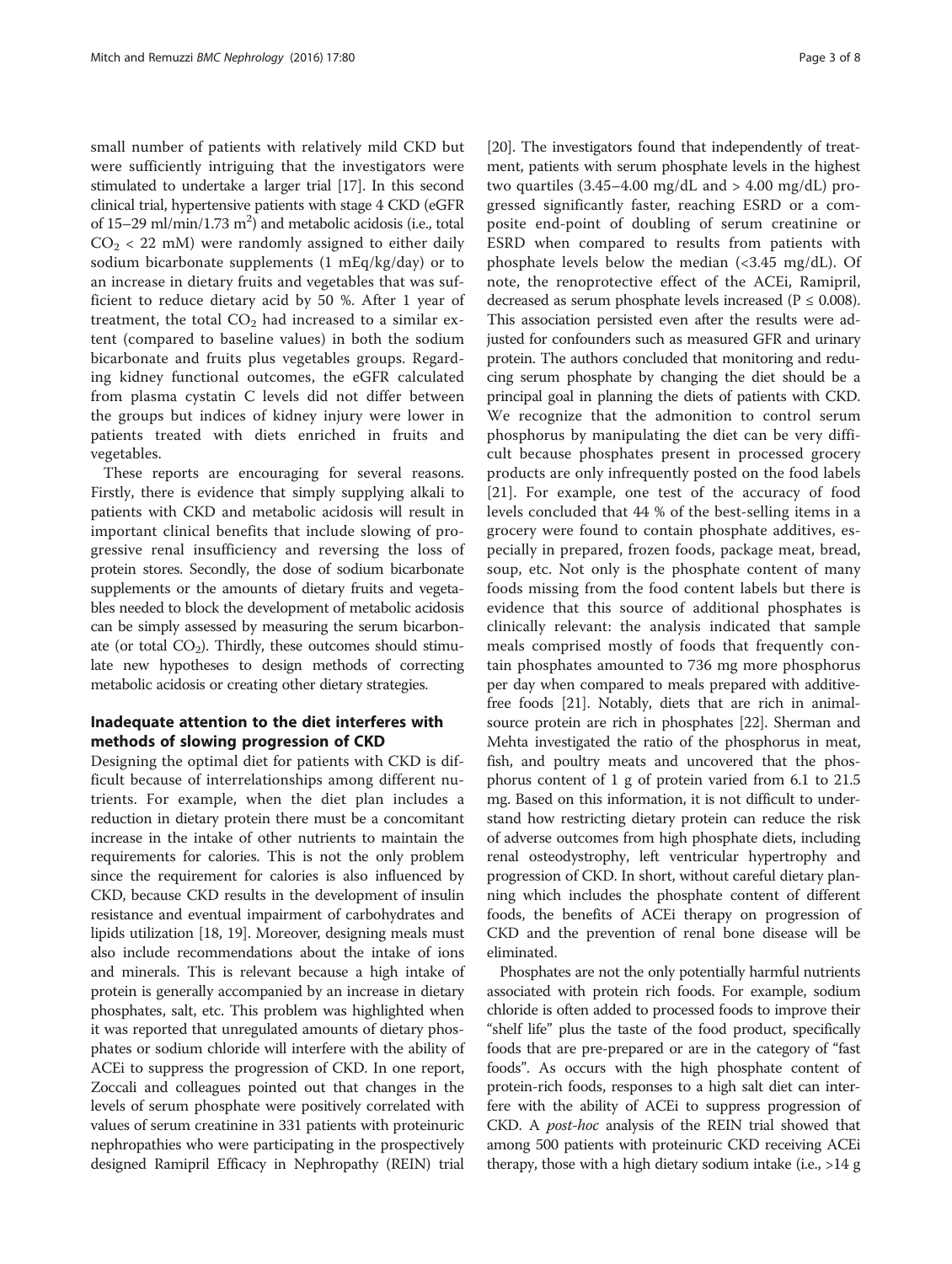small number of patients with relatively mild CKD but were sufficiently intriguing that the investigators were stimulated to undertake a larger trial [17]. In this second clinical trial, hypertensive patients with stage 4 CKD (eGFR of 15–29 ml/min/1.73 $m^2$) and metabolic acidosis (i.e., total $CO_2$ < 22 mM) were randomly assigned to either daily sodium bicarbonate supplements (1 mEq/kg/day) or to an increase in dietary fruits and vegetables that was sufficient to reduce dietary acid by 50 %. After 1 year of treatment, the total $CO_2$ had increased to a similar extent (compared to baseline values) in both the sodium bicarbonate and fruits plus vegetables groups. Regarding kidney functional outcomes, the eGFR calculated from plasma cystatin C levels did not differ between the groups but indices of kidney injury were lower in patients treated with diets enriched in fruits and vegetables.

These reports are encouraging for several reasons. Firstly, there is evidence that simply supplying alkali to patients with CKD and metabolic acidosis will result in important clinical benefits that include slowing of progressive renal insufficiency and reversing the loss of protein stores. Secondly, the dose of sodium bicarbonate supplements or the amounts of dietary fruits and vegetables needed to block the development of metabolic acidosis can be simply assessed by measuring the serum bicarbonate (or total $CO_2$). Thirdly, these outcomes should stimulate new hypotheses to design methods of correcting metabolic acidosis or creating other dietary strategies.

## Inadequate attention to the diet interferes with methods of slowing progression of CKD

Designing the optimal diet for patients with CKD is difficult because of interrelationships among different nutrients. For example, when the diet plan includes a reduction in dietary protein there must be a concomitant increase in the intake of other nutrients to maintain the requirements for calories. This is not the only problem since the requirement for calories is also influenced by CKD, because CKD results in the development of insulin resistance and eventual impairment of carbohydrates and lipids utilization [18, 19]. Moreover, designing meals must also include recommendations about the intake of ions and minerals. This is relevant because a high intake of protein is generally accompanied by an increase in dietary phosphates, salt, etc. This problem was highlighted when it was reported that unregulated amounts of dietary phosphates or sodium chloride will interfere with the ability of ACEi to suppress the progression of CKD. In one report, Zoccali and colleagues pointed out that changes in the levels of serum phosphate were positively correlated with values of serum creatinine in 331 patients with proteinuric nephropathies who were participating in the prospectively designed Ramipril Efficacy in Nephropathy (REIN) trial [20]. The investigators found that independently of treatment, patients with serum phosphate levels in the highest two quartiles (3.45–4.00 mg/dL and > 4.00 mg/dL) progressed significantly faster, reaching ESRD or a composite end-point of doubling of serum creatinine or ESRD when compared to results from patients with phosphate levels below the median (<3.45 mg/dL). Of note, the renoprotective effect of the ACEi, Ramipril, decreased as serum phosphate levels increased ($P \leq 0.008$). This association persisted even after the results were adjusted for confounders such as measured GFR and urinary protein. The authors concluded that monitoring and reducing serum phosphate by changing the diet should be a principal goal in planning the diets of patients with CKD. We recognize that the admonition to control serum phosphorus by manipulating the diet can be very difficult because phosphates present in processed grocery products are only infrequently posted on the food labels [21]. For example, one test of the accuracy of food levels concluded that 44 % of the best-selling items in a grocery were found to contain phosphate additives, especially in prepared, frozen foods, package meat, bread, soup, etc. Not only is the phosphate content of many foods missing from the food content labels but there is evidence that this source of additional phosphates is clinically relevant: the analysis indicated that sample meals comprised mostly of foods that frequently contain phosphates amounted to 736 mg more phosphorus per day when compared to meals prepared with additive-free foods [21]. Notably, diets that are rich in animal-source protein are rich in phosphates [22]. Sherman and Mehta investigated the ratio of the phosphorus in meat, fish, and poultry meats and uncovered that the phosphorus content of 1 g of protein varied from 6.1 to 21.5 mg. Based on this information, it is not difficult to understand how restricting dietary protein can reduce the risk of adverse outcomes from high phosphate diets, including renal osteodystrophy, left ventricular hypertrophy and progression of CKD. In short, without careful dietary planning which includes the phosphate content of different foods, the benefits of ACEi therapy on progression of CKD and the prevention of renal bone disease will be eliminated.

Phosphates are not the only potentially harmful nutrients associated with protein rich foods. For example, sodium chloride is often added to processed foods to improve their "shelf life" plus the taste of the food product, specifically foods that are pre-prepared or are in the category of "fast foods". As occurs with the high phosphate content of protein-rich foods, responses to a high salt diet can interfere with the ability of ACEi to suppress progression of CKD. A *post-hoc* analysis of the REIN trial showed that among 500 patients with proteinuric CKD receiving ACEi therapy, those with a high dietary sodium intake (i.e., >14 g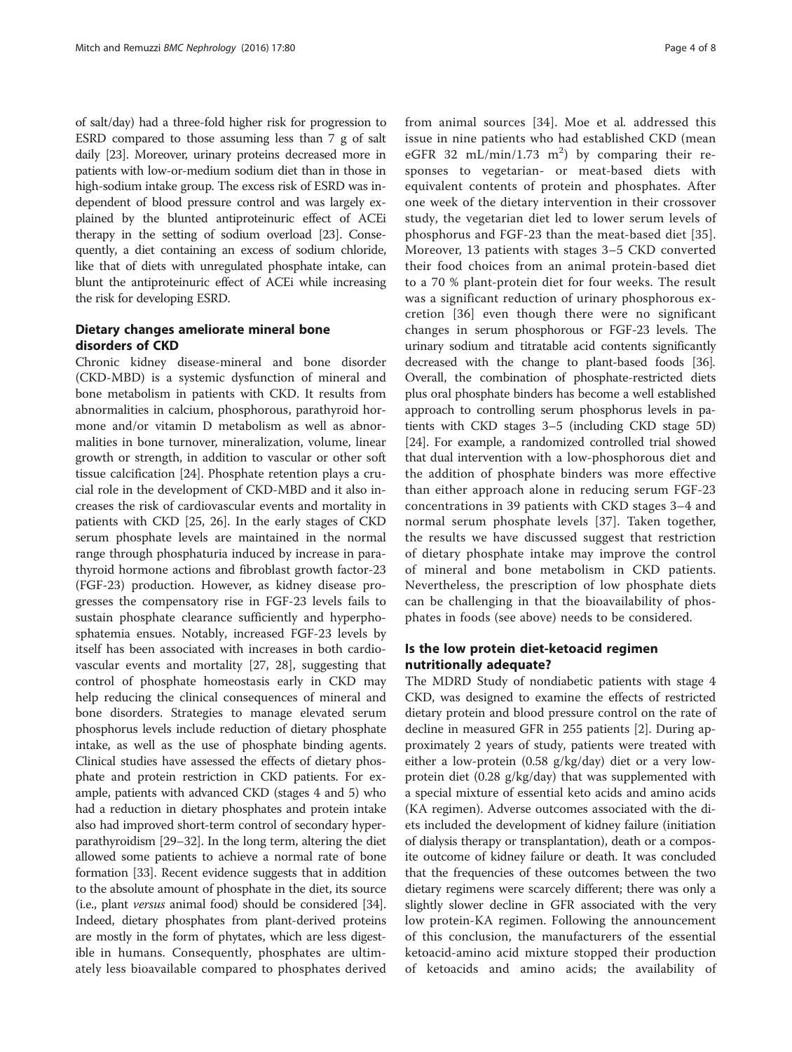of salt/day) had a three-fold higher risk for progression to ESRD compared to those assuming less than 7 g of salt daily [23]. Moreover, urinary proteins decreased more in patients with low-or-medium sodium diet than in those in high-sodium intake group. The excess risk of ESRD was independent of blood pressure control and was largely explained by the blunted antiproteinuric effect of ACEi therapy in the setting of sodium overload [23]. Consequently, a diet containing an excess of sodium chloride, like that of diets with unregulated phosphate intake, can blunt the antiproteinuric effect of ACEi while increasing the risk for developing ESRD.

## Dietary changes ameliorate mineral bone disorders of CKD

Chronic kidney disease-mineral and bone disorder (CKD-MBD) is a systemic dysfunction of mineral and bone metabolism in patients with CKD. It results from abnormalities in calcium, phosphorous, parathyroid hormone and/or vitamin D metabolism as well as abnormalities in bone turnover, mineralization, volume, linear growth or strength, in addition to vascular or other soft tissue calcification [24]. Phosphate retention plays a crucial role in the development of CKD-MBD and it also increases the risk of cardiovascular events and mortality in patients with CKD [25, 26]. In the early stages of CKD serum phosphate levels are maintained in the normal range through phosphaturia induced by increase in parathyroid hormone actions and fibroblast growth factor-23 (FGF-23) production. However, as kidney disease progresses the compensatory rise in FGF-23 levels fails to sustain phosphate clearance sufficiently and hyperphosphatemia ensues. Notably, increased FGF-23 levels by itself has been associated with increases in both cardiovascular events and mortality [27, 28], suggesting that control of phosphate homeostasis early in CKD may help reducing the clinical consequences of mineral and bone disorders. Strategies to manage elevated serum phosphorus levels include reduction of dietary phosphate intake, as well as the use of phosphate binding agents. Clinical studies have assessed the effects of dietary phosphate and protein restriction in CKD patients. For example, patients with advanced CKD (stages 4 and 5) who had a reduction in dietary phosphates and protein intake also had improved short-term control of secondary hyperparathyroidism [29–32]. In the long term, altering the diet allowed some patients to achieve a normal rate of bone formation [33]. Recent evidence suggests that in addition to the absolute amount of phosphate in the diet, its source (i.e., plant *versus* animal food) should be considered [34]. Indeed, dietary phosphates from plant-derived proteins are mostly in the form of phytates, which are less digestible in humans. Consequently, phosphates are ultimately less bioavailable compared to phosphates derived from animal sources [34]. Moe et al. addressed this issue in nine patients who had established CKD (mean eGFR 32 mL/min/1.73 $m^2$) by comparing their responses to vegetarian- or meat-based diets with equivalent contents of protein and phosphates. After one week of the dietary intervention in their crossover study, the vegetarian diet led to lower serum levels of phosphorus and FGF-23 than the meat-based diet [35]. Moreover, 13 patients with stages 3–5 CKD converted their food choices from an animal protein-based diet to a 70 % plant-protein diet for four weeks. The result was a significant reduction of urinary phosphorous excretion [36] even though there were no significant changes in serum phosphorous or FGF-23 levels. The urinary sodium and titratable acid contents significantly decreased with the change to plant-based foods [36]. Overall, the combination of phosphate-restricted diets plus oral phosphate binders has become a well established approach to controlling serum phosphorus levels in patients with CKD stages 3–5 (including CKD stage 5D) [24]. For example, a randomized controlled trial showed that dual intervention with a low-phosphorous diet and the addition of phosphate binders was more effective than either approach alone in reducing serum FGF-23 concentrations in 39 patients with CKD stages 3–4 and normal serum phosphate levels [37]. Taken together, the results we have discussed suggest that restriction of dietary phosphate intake may improve the control of mineral and bone metabolism in CKD patients. Nevertheless, the prescription of low phosphate diets can be challenging in that the bioavailability of phosphates in foods (see above) needs to be considered.

## Is the low protein diet-ketoacid regimen nutritionally adequate?

The MDRD Study of nondiabetic patients with stage 4 CKD, was designed to examine the effects of restricted dietary protein and blood pressure control on the rate of decline in measured GFR in 255 patients [2]. During approximately 2 years of study, patients were treated with either a low-protein (0.58 g/kg/day) diet or a very low-protein diet (0.28 g/kg/day) that was supplemented with a special mixture of essential keto acids and amino acids (KA regimen). Adverse outcomes associated with the diets included the development of kidney failure (initiation of dialysis therapy or transplantation), death or a composite outcome of kidney failure or death. It was concluded that the frequencies of these outcomes between the two dietary regimens were scarcely different; there was only a slightly slower decline in GFR associated with the very low protein-KA regimen. Following the announcement of this conclusion, the manufacturers of the essential ketoacid-amino acid mixture stopped their production of ketoacids and amino acids; the availability of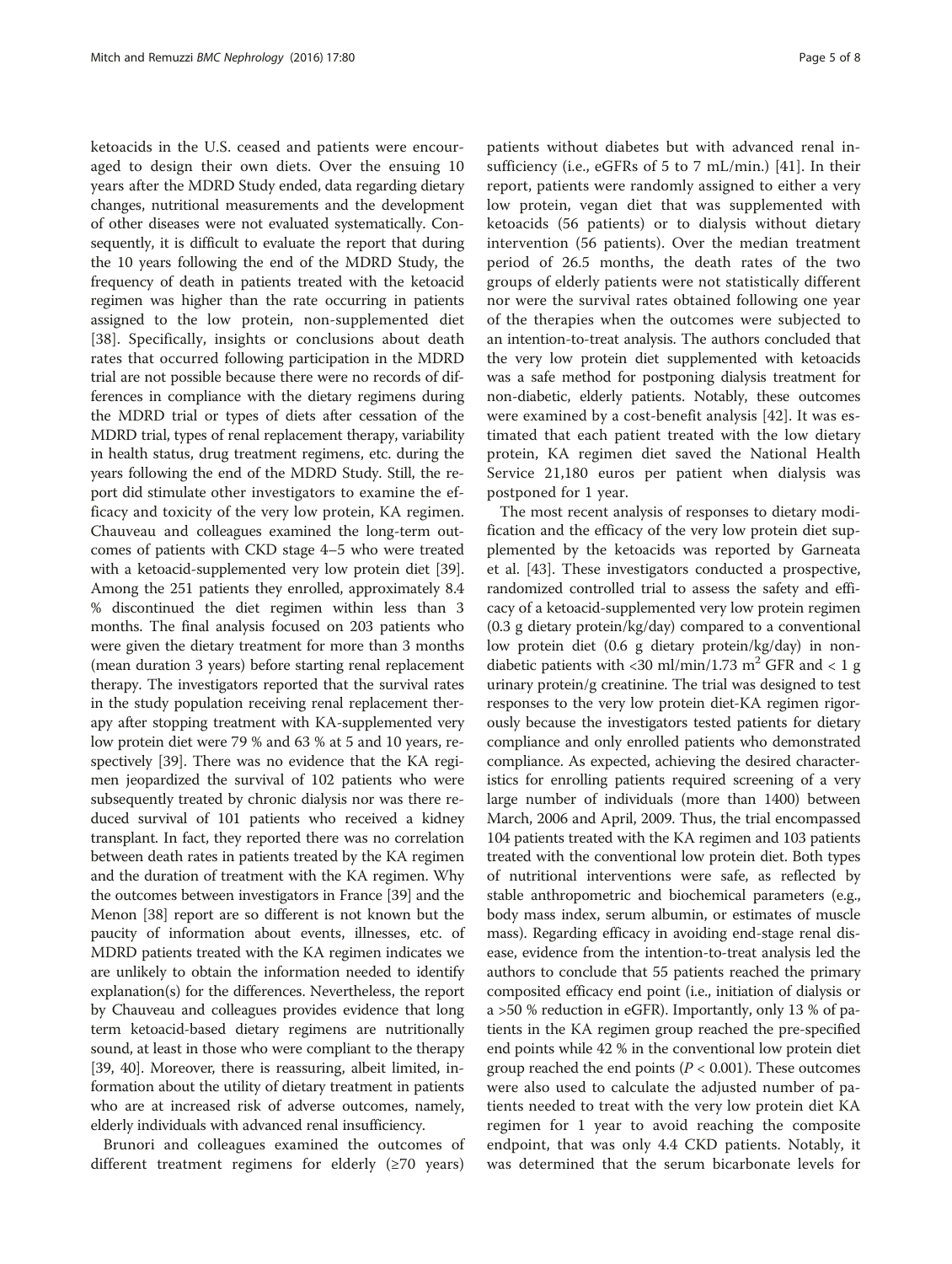ketoacids in the U.S. ceased and patients were encouraged to design their own diets. Over the ensuing 10 years after the MDRD Study ended, data regarding dietary changes, nutritional measurements and the development of other diseases were not evaluated systematically. Consequently, it is difficult to evaluate the report that during the 10 years following the end of the MDRD Study, the frequency of death in patients treated with the ketoacid regimen was higher than the rate occurring in patients assigned to the low protein, non-supplemented diet [38]. Specifically, insights or conclusions about death rates that occurred following participation in the MDRD trial are not possible because there were no records of differences in compliance with the dietary regimens during the MDRD trial or types of diets after cessation of the MDRD trial, types of renal replacement therapy, variability in health status, drug treatment regimens, etc. during the years following the end of the MDRD Study. Still, the report did stimulate other investigators to examine the efficacy and toxicity of the very low protein, KA regimen. Chauveau and colleagues examined the long-term outcomes of patients with CKD stage 4–5 who were treated with a ketoacid-supplemented very low protein diet [39]. Among the 251 patients they enrolled, approximately 8.4 % discontinued the diet regimen within less than 3 months. The final analysis focused on 203 patients who were given the dietary treatment for more than 3 months (mean duration 3 years) before starting renal replacement therapy. The investigators reported that the survival rates in the study population receiving renal replacement therapy after stopping treatment with KA-supplemented very low protein diet were 79 % and 63 % at 5 and 10 years, respectively [39]. There was no evidence that the KA regimen jeopardized the survival of 102 patients who were subsequently treated by chronic dialysis nor was there reduced survival of 101 patients who received a kidney transplant. In fact, they reported there was no correlation between death rates in patients treated by the KA regimen and the duration of treatment with the KA regimen. Why the outcomes between investigators in France [39] and the Menon [38] report are so different is not known but the paucity of information about events, illnesses, etc. of MDRD patients treated with the KA regimen indicates we are unlikely to obtain the information needed to identify explanation(s) for the differences. Nevertheless, the report by Chauveau and colleagues provides evidence that long term ketoacid-based dietary regimens are nutritionally sound, at least in those who were compliant to the therapy [39, 40]. Moreover, there is reassuring, albeit limited, information about the utility of dietary treatment in patients who are at increased risk of adverse outcomes, namely, elderly individuals with advanced renal insufficiency.

Brunori and colleagues examined the outcomes of different treatment regimens for elderly (≥70 years) patients without diabetes but with advanced renal insufficiency (i.e., eGFRs of 5 to 7 mL/min.) [41]. In their report, patients were randomly assigned to either a very low protein, vegan diet that was supplemented with ketoacids (56 patients) or to dialysis without dietary intervention (56 patients). Over the median treatment period of 26.5 months, the death rates of the two groups of elderly patients were not statistically different nor were the survival rates obtained following one year of the therapies when the outcomes were subjected to an intention-to-treat analysis. The authors concluded that the very low protein diet supplemented with ketoacids was a safe method for postponing dialysis treatment for non-diabetic, elderly patients. Notably, these outcomes were examined by a cost-benefit analysis [42]. It was estimated that each patient treated with the low dietary protein, KA regimen diet saved the National Health Service 21,180 euros per patient when dialysis was postponed for 1 year.

The most recent analysis of responses to dietary modification and the efficacy of the very low protein diet supplemented by the ketoacids was reported by Garneata et al. [43]. These investigators conducted a prospective, randomized controlled trial to assess the safety and efficacy of a ketoacid-supplemented very low protein regimen (0.3 g dietary protein/kg/day) compared to a conventional low protein diet (0.6 g dietary protein/kg/day) in non-diabetic patients with <30 ml/min/1.73 m$^2$ GFR and < 1 g urinary protein/g creatinine. The trial was designed to test responses to the very low protein diet-KA regimen rigorously because the investigators tested patients for dietary compliance and only enrolled patients who demonstrated compliance. As expected, achieving the desired characteristics for enrolling patients required screening of a very large number of individuals (more than 1400) between March, 2006 and April, 2009. Thus, the trial encompassed 104 patients treated with the KA regimen and 103 patients treated with the conventional low protein diet. Both types of nutritional interventions were safe, as reflected by stable anthropometric and biochemical parameters (e.g., body mass index, serum albumin, or estimates of muscle mass). Regarding efficacy in avoiding end-stage renal disease, evidence from the intention-to-treat analysis led the authors to conclude that 55 patients reached the primary composited efficacy end point (i.e., initiation of dialysis or a >50 % reduction in eGFR). Importantly, only 13 % of patients in the KA regimen group reached the pre-specified end points while 42 % in the conventional low protein diet group reached the end points ($P < 0.001$). These outcomes were also used to calculate the adjusted number of patients needed to treat with the very low protein diet KA regimen for 1 year to avoid reaching the composite endpoint, that was only 4.4 CKD patients. Notably, it was determined that the serum bicarbonate levels for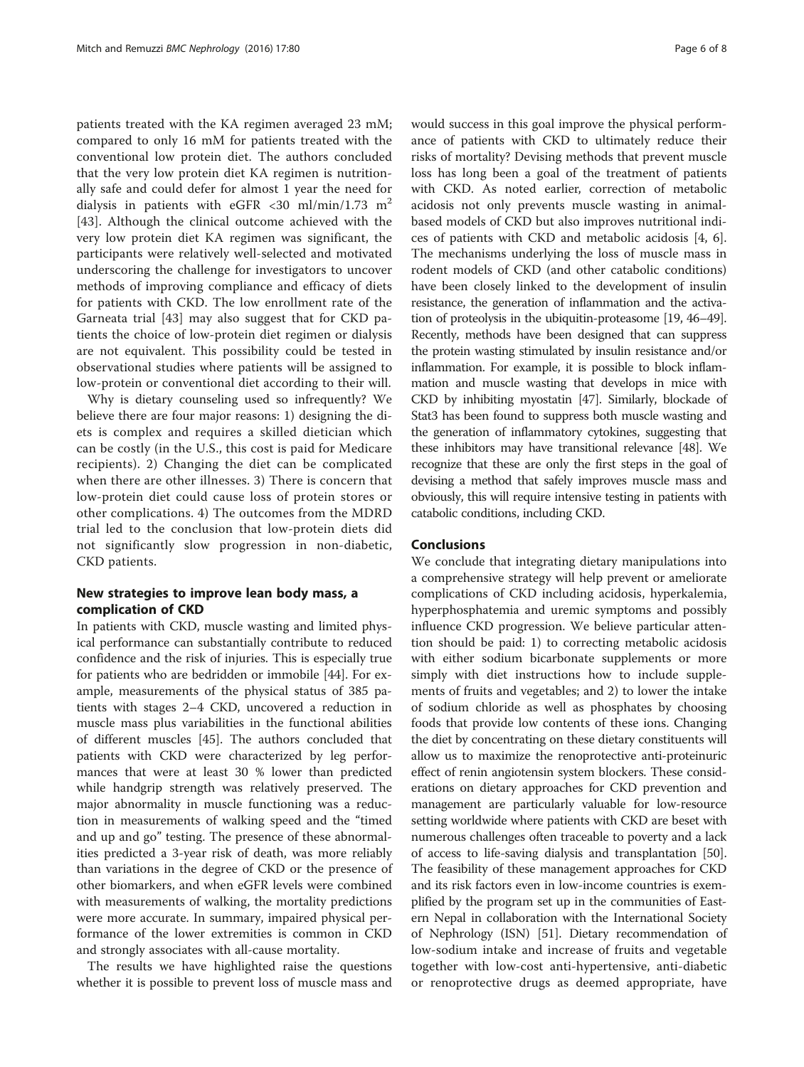patients treated with the KA regimen averaged 23 mM; compared to only 16 mM for patients treated with the conventional low protein diet. The authors concluded that the very low protein diet KA regimen is nutritionally safe and could defer for almost 1 year the need for dialysis in patients with eGFR <30 ml/min/1.73 $m^2$ [43]. Although the clinical outcome achieved with the very low protein diet KA regimen was significant, the participants were relatively well-selected and motivated underscoring the challenge for investigators to uncover methods of improving compliance and efficacy of diets for patients with CKD. The low enrollment rate of the Garneata trial [43] may also suggest that for CKD patients the choice of low-protein diet regimen or dialysis are not equivalent. This possibility could be tested in observational studies where patients will be assigned to low-protein or conventional diet according to their will.

Why is dietary counseling used so infrequently? We believe there are four major reasons: 1) designing the diets is complex and requires a skilled dietician which can be costly (in the U.S., this cost is paid for Medicare recipients). 2) Changing the diet can be complicated when there are other illnesses. 3) There is concern that low-protein diet could cause loss of protein stores or other complications. 4) The outcomes from the MDRD trial led to the conclusion that low-protein diets did not significantly slow progression in non-diabetic, CKD patients.

## New strategies to improve lean body mass, a complication of CKD

In patients with CKD, muscle wasting and limited physical performance can substantially contribute to reduced confidence and the risk of injuries. This is especially true for patients who are bedridden or immobile [44]. For example, measurements of the physical status of 385 patients with stages 2–4 CKD, uncovered a reduction in muscle mass plus variabilities in the functional abilities of different muscles [45]. The authors concluded that patients with CKD were characterized by leg performances that were at least 30 % lower than predicted while handgrip strength was relatively preserved. The major abnormality in muscle functioning was a reduction in measurements of walking speed and the "timed and up and go" testing. The presence of these abnormalities predicted a 3-year risk of death, was more reliably than variations in the degree of CKD or the presence of other biomarkers, and when eGFR levels were combined with measurements of walking, the mortality predictions were more accurate. In summary, impaired physical performance of the lower extremities is common in CKD and strongly associates with all-cause mortality.

The results we have highlighted raise the questions whether it is possible to prevent loss of muscle mass and would success in this goal improve the physical performance of patients with CKD to ultimately reduce their risks of mortality? Devising methods that prevent muscle loss has long been a goal of the treatment of patients with CKD. As noted earlier, correction of metabolic acidosis not only prevents muscle wasting in animal-based models of CKD but also improves nutritional indices of patients with CKD and metabolic acidosis [4, 6]. The mechanisms underlying the loss of muscle mass in rodent models of CKD (and other catabolic conditions) have been closely linked to the development of insulin resistance, the generation of inflammation and the activation of proteolysis in the ubiquitin-proteasome [19, 46–49]. Recently, methods have been designed that can suppress the protein wasting stimulated by insulin resistance and/or inflammation. For example, it is possible to block inflammation and muscle wasting that develops in mice with CKD by inhibiting myostatin [47]. Similarly, blockade of Stat3 has been found to suppress both muscle wasting and the generation of inflammatory cytokines, suggesting that these inhibitors may have transitional relevance [48]. We recognize that these are only the first steps in the goal of devising a method that safely improves muscle mass and obviously, this will require intensive testing in patients with catabolic conditions, including CKD.

## Conclusions

We conclude that integrating dietary manipulations into a comprehensive strategy will help prevent or ameliorate complications of CKD including acidosis, hyperkalemia, hyperphosphatemia and uremic symptoms and possibly influence CKD progression. We believe particular attention should be paid: 1) to correcting metabolic acidosis with either sodium bicarbonate supplements or more simply with diet instructions how to include supplements of fruits and vegetables; and 2) to lower the intake of sodium chloride as well as phosphates by choosing foods that provide low contents of these ions. Changing the diet by concentrating on these dietary constituents will allow us to maximize the renoprotective anti-proteinuric effect of renin angiotensin system blockers. These considerations on dietary approaches for CKD prevention and management are particularly valuable for low-resource setting worldwide where patients with CKD are beset with numerous challenges often traceable to poverty and a lack of access to life-saving dialysis and transplantation [50]. The feasibility of these management approaches for CKD and its risk factors even in low-income countries is exemplified by the program set up in the communities of Eastern Nepal in collaboration with the International Society of Nephrology (ISN) [51]. Dietary recommendation of low-sodium intake and increase of fruits and vegetable together with low-cost anti-hypertensive, anti-diabetic or renoprotective drugs as deemed appropriate, have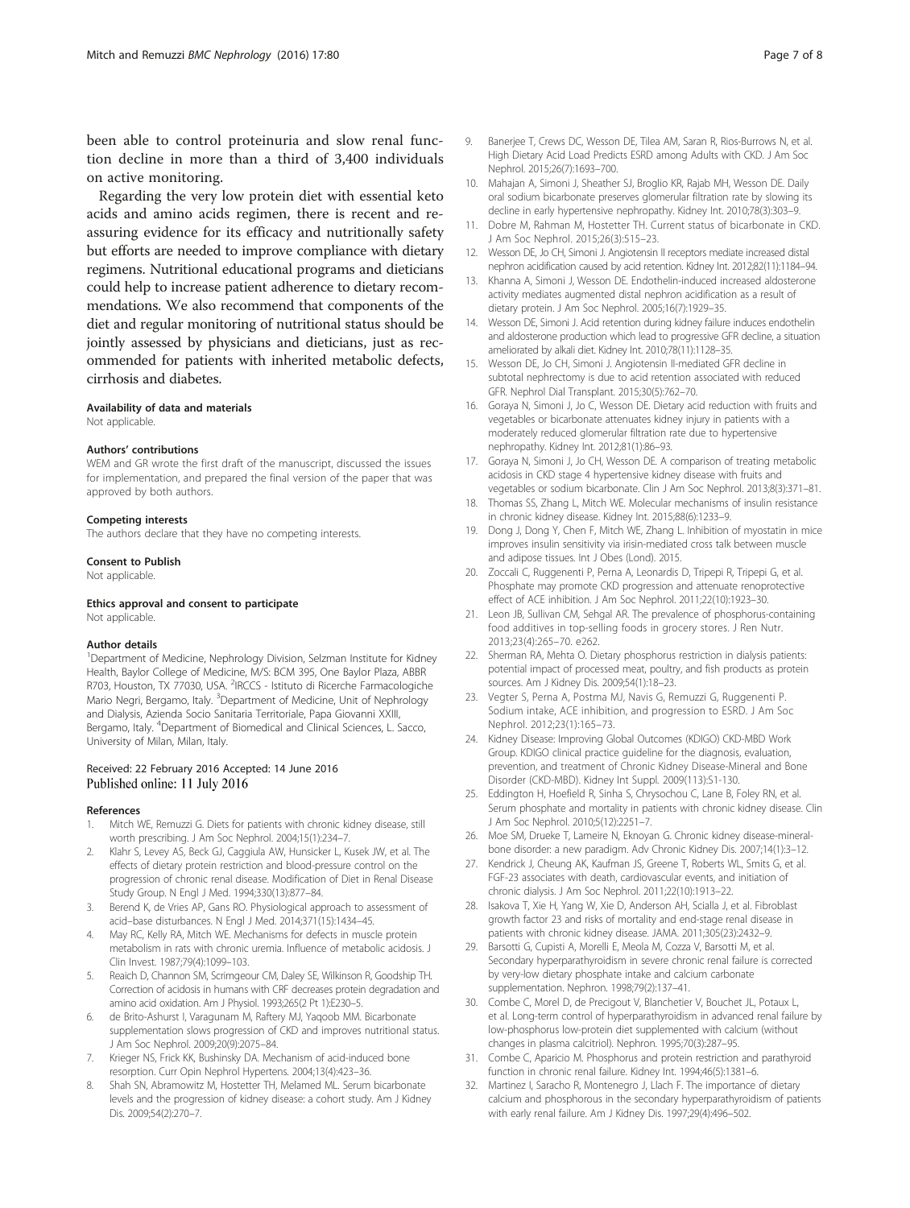been able to control proteinuria and slow renal function decline in more than a third of 3,400 individuals on active monitoring.

Regarding the very low protein diet with essential keto acids and amino acids regimen, there is recent and reassuring evidence for its efficacy and nutritionally safety but efforts are needed to improve compliance with dietary regimens. Nutritional educational programs and dieticians could help to increase patient adherence to dietary recommendations. We also recommend that components of the diet and regular monitoring of nutritional status should be jointly assessed by physicians and dieticians, just as recommended for patients with inherited metabolic defects, cirrhosis and diabetes.

#### Availability of data and materials

Not applicable.

#### Authors' contributions

WEM and GR wrote the first draft of the manuscript, discussed the issues for implementation, and prepared the final version of the paper that was approved by both authors.

#### Competing interests

The authors declare that they have no competing interests.

#### Consent to Publish

Not applicable.

#### Ethics approval and consent to participate

Not applicable.

#### Author details

[1]Department of Medicine, Nephrology Division, Selzman Institute for Kidney Health, Baylor College of Medicine, M/S: BCM 395, One Baylor Plaza, ABBR R703, Houston, TX 77030, USA. [2]IRCCS - Istituto di Ricerche Farmacologiche Mario Negri, Bergamo, Italy. [3]Department of Medicine, Unit of Nephrology and Dialysis, Azienda Socio Sanitaria Territoriale, Papa Giovanni XXIII, Bergamo, Italy. [4]Department of Biomedical and Clinical Sciences, L. Sacco, University of Milan, Milan, Italy.

Received: 22 February 2016 Accepted: 14 June 2016
Published online: 11 July 2016

#### References

1. Mitch WE, Remuzzi G. Diets for patients with chronic kidney disease, still worth prescribing. J Am Soc Nephrol. 2004;15(1):234–7.
2. Klahr S, Levey AS, Beck GJ, Caggiula AW, Hunsicker L, Kusek JW, et al. The effects of dietary protein restriction and blood-pressure control on the progression of chronic renal disease. Modification of Diet in Renal Disease Study Group. N Engl J Med. 1994;330(13):877–84.
3. Berend K, de Vries AP, Gans RO. Physiological approach to assessment of acid–base disturbances. N Engl J Med. 2014;371(15):1434–45.
4. May RC, Kelly RA, Mitch WE. Mechanisms for defects in muscle protein metabolism in rats with chronic uremia. Influence of metabolic acidosis. J Clin Invest. 1987;79(4):1099–103.
5. Reaich D, Channon SM, Scrimgeour CM, Daley SE, Wilkinson R, Goodship TH. Correction of acidosis in humans with CRF decreases protein degradation and amino acid oxidation. Am J Physiol. 1993;265(2 Pt 1):E230–5.
6. de Brito-Ashurst I, Varagunam M, Raftery MJ, Yaqoob MM. Bicarbonate supplementation slows progression of CKD and improves nutritional status. J Am Soc Nephrol. 2009;20(9):2075–84.
7. Krieger NS, Frick KK, Bushinsky DA. Mechanism of acid-induced bone resorption. Curr Opin Nephrol Hypertens. 2004;13(4):423–36.
8. Shah SN, Abramowitz M, Hostetter TH, Melamed ML. Serum bicarbonate levels and the progression of kidney disease: a cohort study. Am J Kidney Dis. 2009;54(2):270–7.
9. Banerjee T, Crews DC, Wesson DE, Tilea AM, Saran R, Rios-Burrows N, et al. High Dietary Acid Load Predicts ESRD among Adults with CKD. J Am Soc Nephrol. 2015;26(7):1693–700.
10. Mahajan A, Simoni J, Sheather SJ, Broglio KR, Rajab MH, Wesson DE. Daily oral sodium bicarbonate preserves glomerular filtration rate by slowing its decline in early hypertensive nephropathy. Kidney Int. 2010;78(3):303–9.
11. Dobre M, Rahman M, Hostetter TH. Current status of bicarbonate in CKD. J Am Soc Nephrol. 2015;26(3):515–23.
12. Wesson DE, Jo CH, Simoni J. Angiotensin II receptors mediate increased distal nephron acidification caused by acid retention. Kidney Int. 2012;82(11):1184–94.
13. Khanna A, Simoni J, Wesson DE. Endothelin-induced increased aldosterone activity mediates augmented distal nephron acidification as a result of dietary protein. J Am Soc Nephrol. 2005;16(7):1929–35.
14. Wesson DE, Simoni J. Acid retention during kidney failure induces endothelin and aldosterone production which lead to progressive GFR decline, a situation ameliorated by alkali diet. Kidney Int. 2010;78(11):1128–35.
15. Wesson DE, Jo CH, Simoni J. Angiotensin II-mediated GFR decline in subtotal nephrectomy is due to acid retention associated with reduced GFR. Nephrol Dial Transplant. 2015;30(5):762–70.
16. Goraya N, Simoni J, Jo C, Wesson DE. Dietary acid reduction with fruits and vegetables or bicarbonate attenuates kidney injury in patients with a moderately reduced glomerular filtration rate due to hypertensive nephropathy. Kidney Int. 2012;81(1):86–93.
17. Goraya N, Simoni J, Jo CH, Wesson DE. A comparison of treating metabolic acidosis in CKD stage 4 hypertensive kidney disease with fruits and vegetables or sodium bicarbonate. Clin J Am Soc Nephrol. 2013;8(3):371–81.
18. Thomas SS, Zhang L, Mitch WE. Molecular mechanisms of insulin resistance in chronic kidney disease. Kidney Int. 2015;88(6):1233–9.
19. Dong J, Dong Y, Chen F, Mitch WE, Zhang L. Inhibition of myostatin in mice improves insulin sensitivity via irisin-mediated cross talk between muscle and adipose tissues. Int J Obes (Lond). 2015.
20. Zoccali C, Ruggenenti P, Perna A, Leonardis D, Tripepi R, Tripepi G, et al. Phosphate may promote CKD progression and attenuate renoprotective effect of ACE inhibition. J Am Soc Nephrol. 2011;22(10):1923–30.
21. Leon JB, Sullivan CM, Sehgal AR. The prevalence of phosphorus-containing food additives in top-selling foods in grocery stores. J Ren Nutr. 2013;23(4):265–70. e262.
22. Sherman RA, Mehta O. Dietary phosphorus restriction in dialysis patients: potential impact of processed meat, poultry, and fish products as protein sources. Am J Kidney Dis. 2009;54(1):18–23.
23. Vegter S, Perna A, Postma MJ, Navis G, Remuzzi G, Ruggenenti P. Sodium intake, ACE inhibition, and progression to ESRD. J Am Soc Nephrol. 2012;23(1):165–73.
24. Kidney Disease: Improving Global Outcomes (KDIGO) CKD-MBD Work Group. KDIGO clinical practice guideline for the diagnosis, evaluation, prevention, and treatment of Chronic Kidney Disease-Mineral and Bone Disorder (CKD-MBD). Kidney Int Suppl. 2009(113):S1-130.
25. Eddington H, Hoefield R, Sinha S, Chrysochou C, Lane B, Foley RN, et al. Serum phosphate and mortality in patients with chronic kidney disease. Clin J Am Soc Nephrol. 2010;5(12):2251–7.
26. Moe SM, Drueke T, Lameire N, Eknoyan G. Chronic kidney disease-mineral-bone disorder: a new paradigm. Adv Chronic Kidney Dis. 2007;14(1):3–12.
27. Kendrick J, Cheung AK, Kaufman JS, Greene T, Roberts WL, Smits G, et al. FGF-23 associates with death, cardiovascular events, and initiation of chronic dialysis. J Am Soc Nephrol. 2011;22(10):1913–22.
28. Isakova T, Xie H, Yang W, Xie D, Anderson AH, Scialla J, et al. Fibroblast growth factor 23 and risks of mortality and end-stage renal disease in patients with chronic kidney disease. JAMA. 2011;305(23):2432–9.
29. Barsotti G, Cupisti A, Morelli E, Meola M, Cozza V, Barsotti M, et al. Secondary hyperparathyroidism in severe chronic renal failure is corrected by very-low dietary phosphate intake and calcium carbonate supplementation. Nephron. 1998;79(2):137–41.
30. Combe C, Morel D, de Precigout V, Blanchetier V, Bouchet JL, Potaux L, et al. Long-term control of hyperparathyroidism in advanced renal failure by low-phosphorus low-protein diet supplemented with calcium (without changes in plasma calcitriol). Nephron. 1995;70(3):287–95.
31. Combe C, Aparicio M. Phosphorus and protein restriction and parathyroid function in chronic renal failure. Kidney Int. 1994;46(5):1381–6.
32. Martinez I, Saracho R, Montenegro J, Llach F. The importance of dietary calcium and phosphorous in the secondary hyperparathyroidism of patients with early renal failure. Am J Kidney Dis. 1997;29(4):496–502.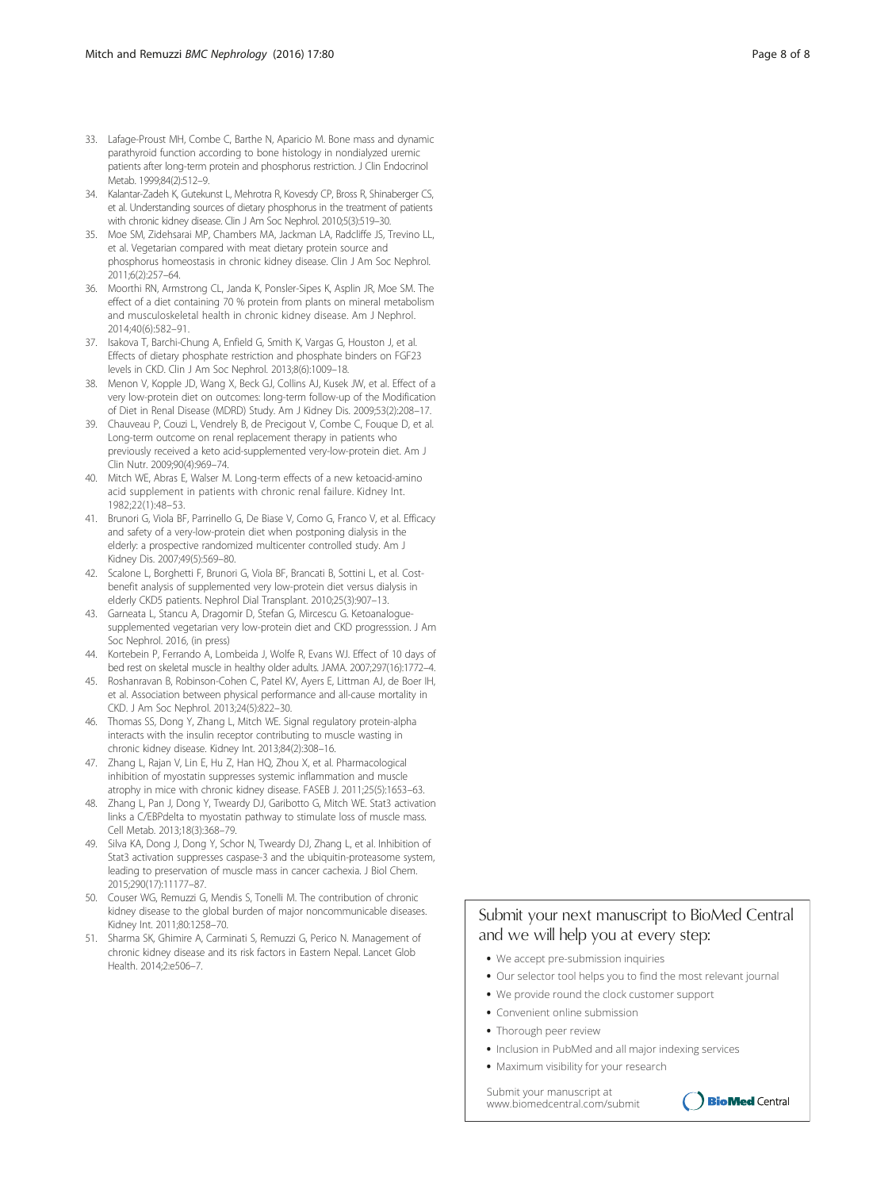33. Lafage-Proust MH, Combe C, Barthe N, Aparicio M. Bone mass and dynamic parathyroid function according to bone histology in nondialyzed uremic patients after long-term protein and phosphorus restriction. J Clin Endocrinol Metab. 1999;84(2):512–9.
34. Kalantar-Zadeh K, Gutekunst L, Mehrotra R, Kovesdy CP, Bross R, Shinaberger CS, et al. Understanding sources of dietary phosphorus in the treatment of patients with chronic kidney disease. Clin J Am Soc Nephrol. 2010;5(3):519–30.
35. Moe SM, Zidehsarai MP, Chambers MA, Jackman LA, Radcliffe JS, Trevino LL, et al. Vegetarian compared with meat dietary protein source and phosphorus homeostasis in chronic kidney disease. Clin J Am Soc Nephrol. 2011;6(2):257–64.
36. Moorthi RN, Armstrong CL, Janda K, Ponsler-Sipes K, Asplin JR, Moe SM. The effect of a diet containing 70 % protein from plants on mineral metabolism and musculoskeletal health in chronic kidney disease. Am J Nephrol. 2014;40(6):582–91.
37. Isakova T, Barchi-Chung A, Enfield G, Smith K, Vargas G, Houston J, et al. Effects of dietary phosphate restriction and phosphate binders on FGF23 levels in CKD. Clin J Am Soc Nephrol. 2013;8(6):1009–18.
38. Menon V, Kopple JD, Wang X, Beck GJ, Collins AJ, Kusek JW, et al. Effect of a very low-protein diet on outcomes: long-term follow-up of the Modification of Diet in Renal Disease (MDRD) Study. Am J Kidney Dis. 2009;53(2):208–17.
39. Chauveau P, Couzi L, Vendrely B, de Precigout V, Combe C, Fouque D, et al. Long-term outcome on renal replacement therapy in patients who previously received a keto acid-supplemented very-low-protein diet. Am J Clin Nutr. 2009;90(4):969–74.
40. Mitch WE, Abras E, Walser M. Long-term effects of a new ketoacid-amino acid supplement in patients with chronic renal failure. Kidney Int. 1982;22(1):48–53.
41. Brunori G, Viola BF, Parrinello G, De Biase V, Como G, Franco V, et al. Efficacy and safety of a very-low-protein diet when postponing dialysis in the elderly: a prospective randomized multicenter controlled study. Am J Kidney Dis. 2007;49(5):569–80.
42. Scalone L, Borghetti F, Brunori G, Viola BF, Brancati B, Sottini L, et al. Cost-benefit analysis of supplemented very low-protein diet versus dialysis in elderly CKD5 patients. Nephrol Dial Transplant. 2010;25(3):907–13.
43. Garneata L, Stancu A, Dragomir D, Stefan G, Mircescu G. Ketoanalogue-supplemented vegetarian very low-protein diet and CKD progresssion. J Am Soc Nephrol. 2016, (in press)
44. Kortebein P, Ferrando A, Lombeida J, Wolfe R, Evans WJ. Effect of 10 days of bed rest on skeletal muscle in healthy older adults. JAMA. 2007;297(16):1772–4.
45. Roshanravan B, Robinson-Cohen C, Patel KV, Ayers E, Littman AJ, de Boer IH, et al. Association between physical performance and all-cause mortality in CKD. J Am Soc Nephrol. 2013;24(5):822–30.
46. Thomas SS, Dong Y, Zhang L, Mitch WE. Signal regulatory protein-alpha interacts with the insulin receptor contributing to muscle wasting in chronic kidney disease. Kidney Int. 2013;84(2):308–16.
47. Zhang L, Rajan V, Lin E, Hu Z, Han HQ, Zhou X, et al. Pharmacological inhibition of myostatin suppresses systemic inflammation and muscle atrophy in mice with chronic kidney disease. FASEB J. 2011;25(5):1653–63.
48. Zhang L, Pan J, Dong Y, Tweardy DJ, Garibotto G, Mitch WE. Stat3 activation links a C/EBPdelta to myostatin pathway to stimulate loss of muscle mass. Cell Metab. 2013;18(3):368–79.
49. Silva KA, Dong J, Dong Y, Schor N, Tweardy DJ, Zhang L, et al. Inhibition of Stat3 activation suppresses caspase-3 and the ubiquitin-proteasome system, leading to preservation of muscle mass in cancer cachexia. J Biol Chem. 2015;290(17):11177–87.
50. Couser WG, Remuzzi G, Mendis S, Tonelli M. The contribution of chronic kidney disease to the global burden of major noncommunicable diseases. Kidney Int. 2011;80:1258–70.
51. Sharma SK, Ghimire A, Carminati S, Remuzzi G, Perico N. Management of chronic kidney disease and its risk factors in Eastern Nepal. Lancet Glob Health. 2014;2:e506–7.

Submit your next manuscript to BioMed Central and we will help you at every step:

- We accept pre-submission inquiries
- Our selector tool helps you to find the most relevant journal
- We provide round the clock customer support
- Convenient online submission
- Thorough peer review
- Inclusion in PubMed and all major indexing services
- Maximum visibility for your research

Submit your manuscript at
www.biomedcentral.com/submit

BioMed Central